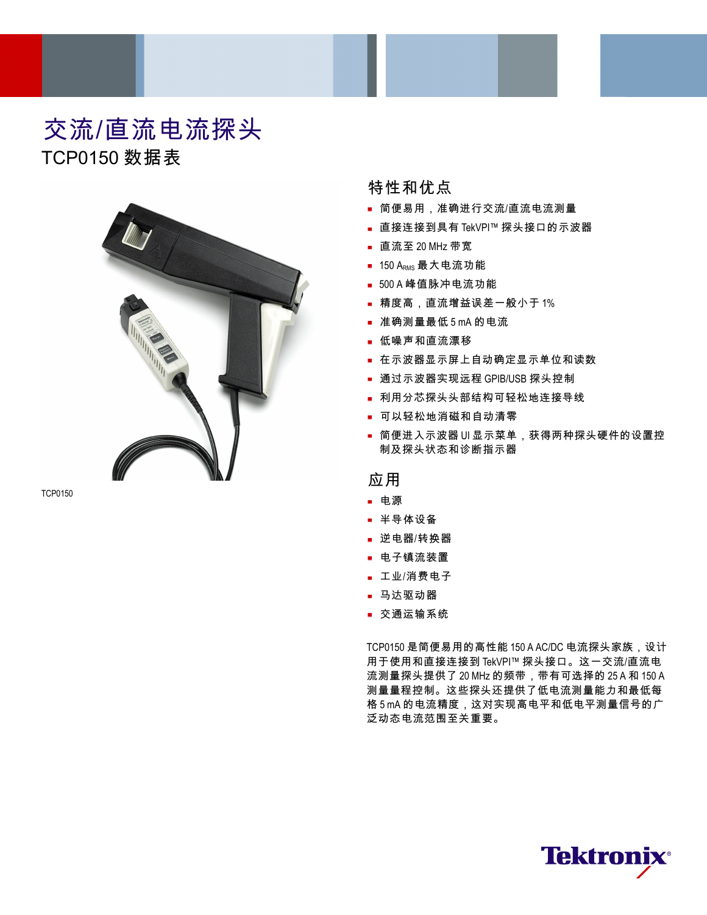# 交流/直流电流探头

TCP0150 数据表

TCP0150

## 特性和优点

- 简便易用，准确进行交流/直流电流测量
- 直接连接到具有 TekVPI™ 探头接口的示波器
- 直流至 20 MHz 带宽
- 150 $A_{RMS}$ 最大电流功能
- 500 A 峰值脉冲电流功能
- 精度高，直流增益误差一般小于 1%
- 准确测量最低 5 mA 的电流
- 低噪声和直流漂移
- 在示波器显示屏上自动确定显示单位和读数
- 通过示波器实现远程 GPIB/USB 探头控制
- 利用分芯探头头部结构可轻松地连接导线
- 可以轻松地消磁和自动清零
- 简便进入示波器 UI 显示菜单，获得两种探头硬件的设置控制及探头状态和诊断指示器

## 应用

- 电源
- 半导体设备
- 逆电器/转换器
- 电子镇流装置
- 工业/消费电子
- 马达驱动器
- 交通运输系统

TCP0150 是简便易用的高性能 150 A AC/DC 电流探头家族，设计用于使用和直接连接到 TekVPI™ 探头接口。这一交流/直流电流测量探头提供了 20 MHz 的频带，带有可选择的 25 A 和 150 A 测量量程控制。这些探头还提供了低电流测量能力和最低每格 5 mA 的电流精度，这对实现高电平和低电平测量信号的广泛动态电流范围至关重要。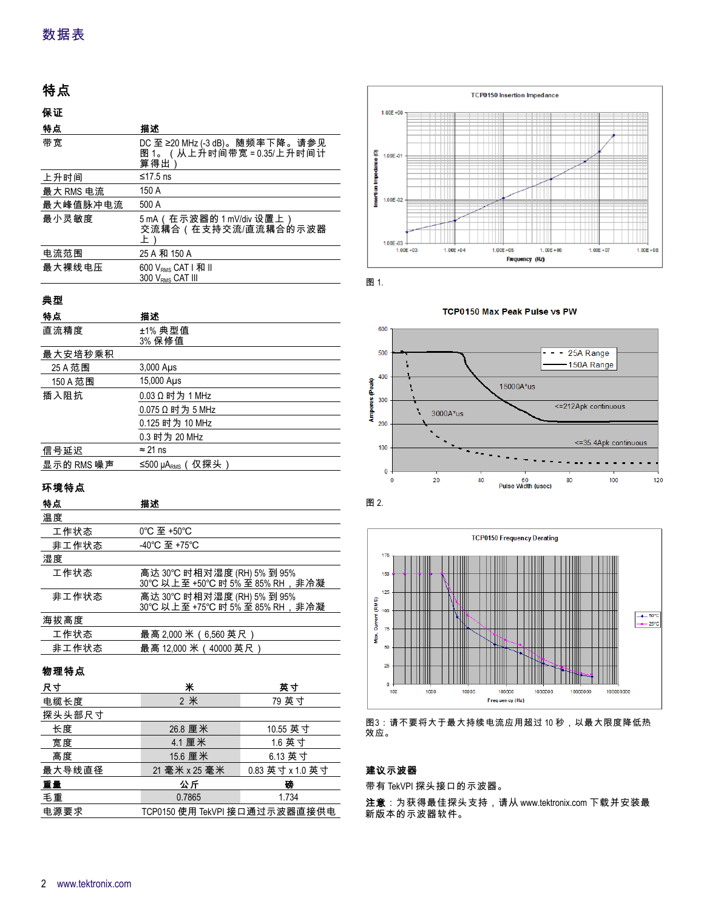## 特点

### 保证

| 特点 | 描述 |
|---|---|
| 带宽 | DC 至 ≥20 MHz (-3 dB)。随频率下降。请参见图 1。（从上升时间带宽 = 0.35/上升时间计算得出） |
| 上升时间 | ≤17.5 ns |
| 最大 RMS 电流 | 150 A |
| 最大峰值脉冲电流 | 500 A |
| 最小灵敏度 | 5 mA（在示波器的 1 mV/div 设置上）交流耦合（在支持交流/直流耦合的示波器上） |
| 电流范围 | 25 A 和 150 A |
| 最大裸线电压 | 600 $V_{RMS}$ CAT I 和 II<br>300 $V_{RMS}$ CAT III |

### 典型

| 特点 | 描述 |
|---|---|
| 直流精度 | ±1% 典型值<br>3% 保修值 |
| 最大安培秒乘积 | |
| 25 A 范围 | 3,000 Aμs |
| 150 A 范围 | 15,000 Aμs |
| 插入阻抗 | 0.03 Ω 时为 1 MHz |
| | 0.075 Ω 时为 5 MHz |
| | 0.125 时为 10 MHz |
| | 0.3 时为 20 MHz |
| 信号延迟 | ≈ 21 ns |
| 显示的 RMS 噪声 | ≤500 $\mu A_{RMS}$（仅探头） |

### 环境特点

| 特点 | 描述 |
|---|---|
| 温度 | |
| 工作状态 | 0°C 至 +50°C |
| 非工作状态 | -40°C 至 +75°C |
| 湿度 | |
| 工作状态 | 高达 30°C 时相对湿度 (RH) 5% 到 95%<br>30°C 以上至 +50°C 时 5% 至 85% RH，非冷凝 |
| 非工作状态 | 高达 30°C 时相对湿度 (RH) 5% 到 95%<br>30°C 以上至 +75°C 时 5% 至 85% RH，非冷凝 |
| 海拔高度 | |
| 工作状态 | 最高 2,000 米（6,560 英尺） |
| 非工作状态 | 最高 12,000 米（40000 英尺） |

### 物理特点

| 尺寸 | 米 | 英寸 |
|---|---|---|
| 电缆长度 | 2 米 | 79 英寸 |
| 探头头部尺寸 | | |
| 长度 | 26.8 厘米 | 10.55 英寸 |
| 宽度 | 4.1 厘米 | 1.6 英寸 |
| 高度 | 15.6 厘米 | 6.13 英寸 |
| 最大导线直径 | 21 毫米 x 25 毫米 | 0.83 英寸 x 1.0 英寸 |
| **重量** | **公斤** | **磅** |
| 毛重 | 0.7865 | 1.734 |
| 电源要求 | TCP0150 使用 TekVPI 接口通过示波器直接供电 | |

图 1.

图 2.

图3：请不要将大于最大持续电流应用超过 10 秒，以最大限度降低热效应。

### 建议示波器

带有 TekVPI 探头接口的示波器。

**注意**：为获得最佳探头支持，请从 www.tektronix.com 下载并安装最新版本的示波器软件。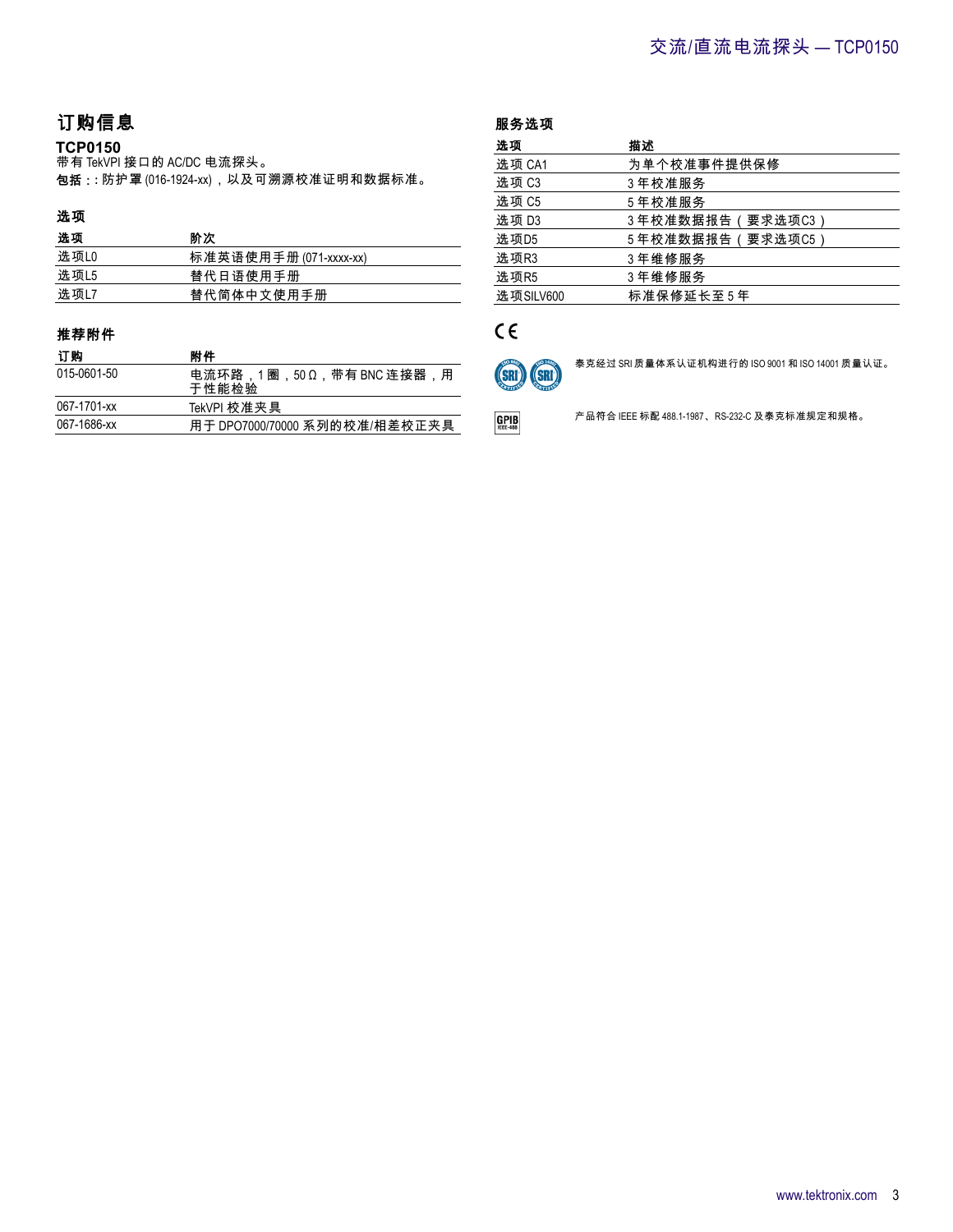## 订购信息

### TCP0150

带有 TekVPI 接口的 AC/DC 电流探头。

**包括：**: 防护罩 (016-1924-xx)，以及可溯源校准证明和数据标准。

### 选项

| 选项 | 阶次 |
|---|---|
| 选项L0 | 标准英语使用手册 (071-xxxx-xx) |
| 选项L5 | 替代日语使用手册 |
| 选项L7 | 替代简体中文使用手册 |

### 推荐附件

| 订购 | 附件 |
|---|---|
| 015-0601-50 | 电流环路，1 圈，50 Ω，带有 BNC 连接器，用于性能检验 |
| 067-1701-xx | TekVPI 校准夹具 |
| 067-1686-xx | 用于 DPO7000/70000 系列的校准/相差校正夹具 |

### 服务选项

| 选项 | 描述 |
|---|---|
| 选项 CA1 | 为单个校准事件提供保修 |
| 选项 C3 | 3 年校准服务 |
| 选项 C5 | 5 年校准服务 |
| 选项 D3 | 3 年校准数据报告（要求选项C3） |
| 选项D5 | 5 年校准数据报告（要求选项C5） |
| 选项R3 | 3 年维修服务 |
| 选项R5 | 3 年维修服务 |
| 选项SILV600 | 标准保修延长至 5 年 |

CE

泰克经过 SRI 质量体系认证机构进行的 ISO 9001 和 ISO 14001 质量认证。

产品符合 IEEE 标配 488.1-1987、RS-232-C 及泰克标准规定和规格。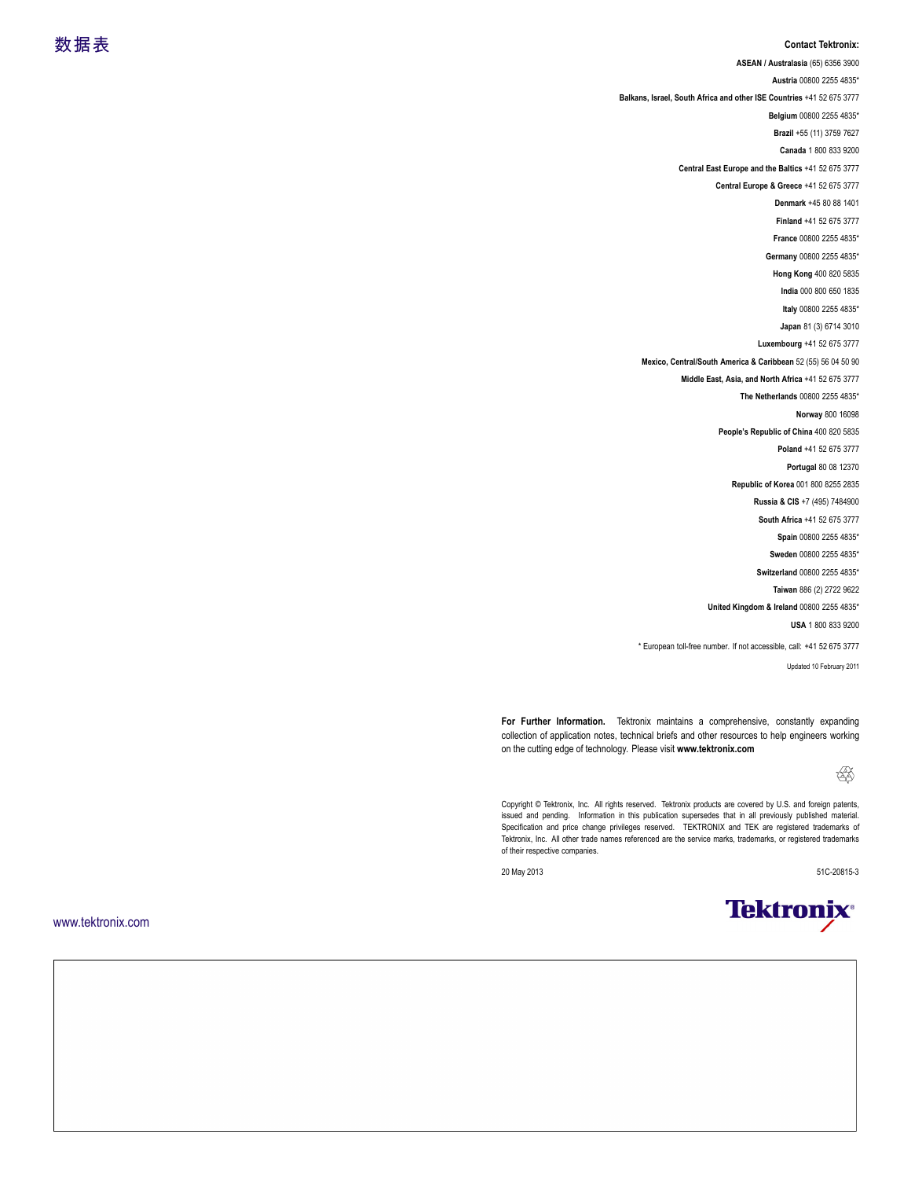数据表

**Contact Tektronix:**

**ASEAN / Australasia** (65) 6356 3900

**Austria** 00800 2255 4835*

**Balkans, Israel, South Africa and other ISE Countries** +41 52 675 3777

**Belgium** 00800 2255 4835*

**Brazil** +55 (11) 3759 7627

**Canada** 1 800 833 9200

**Central East Europe and the Baltics** +41 52 675 3777

**Central Europe & Greece** +41 52 675 3777

**Denmark** +45 80 88 1401

**Finland** +41 52 675 3777

**France** 00800 2255 4835*

**Germany** 00800 2255 4835*

**Hong Kong** 400 820 5835

**India** 000 800 650 1835

**Italy** 00800 2255 4835*

**Japan** 81 (3) 6714 3010

**Luxembourg** +41 52 675 3777

**Mexico, Central/South America & Caribbean** 52 (55) 56 04 50 90

**Middle East, Asia, and North Africa** +41 52 675 3777

**The Netherlands** 00800 2255 4835*

**Norway** 800 16098

**People's Republic of China** 400 820 5835

**Poland** +41 52 675 3777

**Portugal** 80 08 12370

**Republic of Korea** 001 800 8255 2835

**Russia & CIS** +7 (495) 7484900

**South Africa** +41 52 675 3777

**Spain** 00800 2255 4835*

**Sweden** 00800 2255 4835*

**Switzerland** 00800 2255 4835*

**Taiwan** 886 (2) 2722 9622

**United Kingdom & Ireland** 00800 2255 4835*

**USA** 1 800 833 9200

* European toll-free number. If not accessible, call: +41 52 675 3777

Updated 10 February 2011

**For Further Information.** Tektronix maintains a comprehensive, constantly expanding collection of application notes, technical briefs and other resources to help engineers working on the cutting edge of technology. Please visit **www.tektronix.com**

Copyright © Tektronix, Inc. All rights reserved. Tektronix products are covered by U.S. and foreign patents, issued and pending. Information in this publication supersedes that in all previously published material. Specification and price change privileges reserved. TEKTRONIX and TEK are registered trademarks of Tektronix, Inc. All other trade names referenced are the service marks, trademarks, or registered trademarks of their respective companies.

20 May 2013 51C-20815-3

www.tektronix.com

Tektronix®